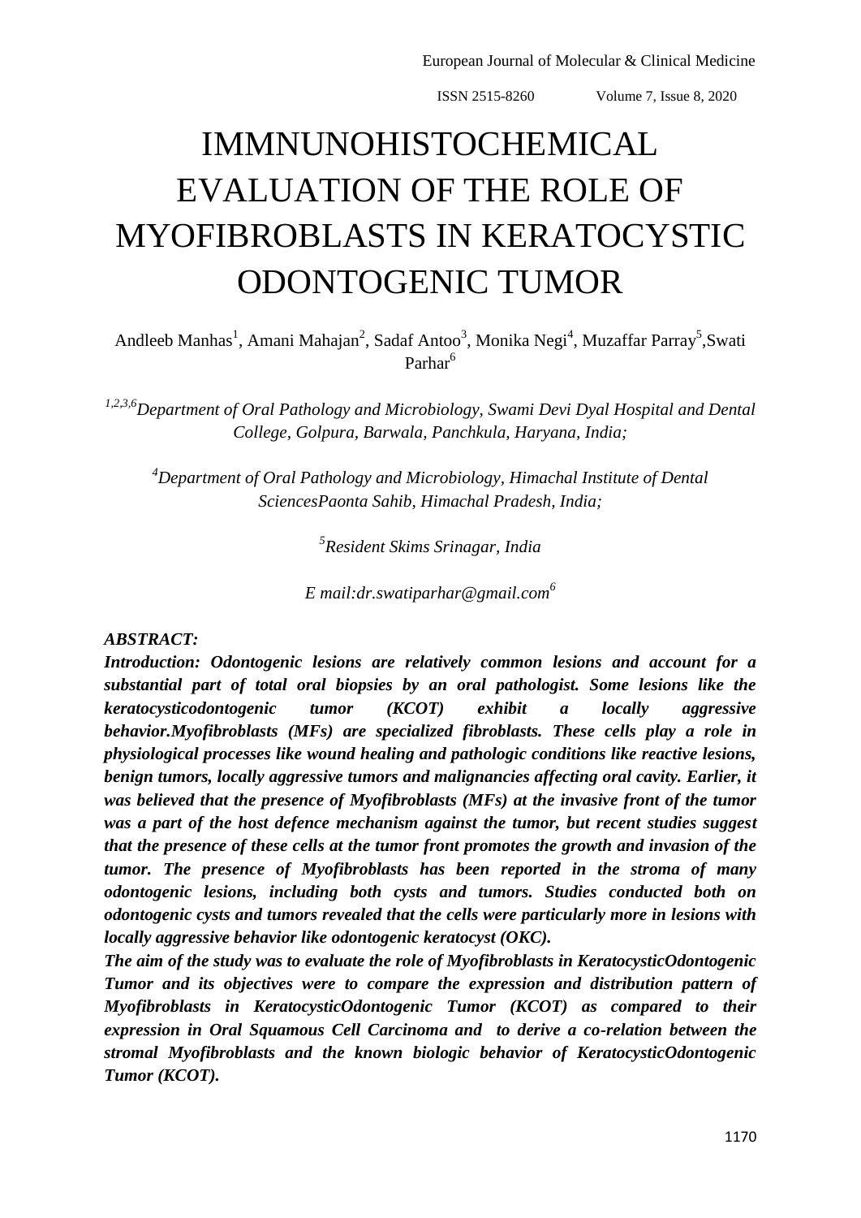# IMMNUNOHISTOCHEMICAL EVALUATION OF THE ROLE OF MYOFIBROBLASTS IN KERATOCYSTIC ODONTOGENIC TUMOR

Andleeb Manhas[1], Amani Mahajan[2], Sadaf Antoo[3], Monika Negi[4], Muzaffar Parray[5],Swati Parhar[6]

*[1,2,3,6]Department of Oral Pathology and Microbiology, Swami Devi Dyal Hospital and Dental College, Golpura, Barwala, Panchkula, Haryana, India;*

*[4]Department of Oral Pathology and Microbiology, Himachal Institute of Dental SciencesPaonta Sahib, Himachal Pradesh, India;*

*[5]Resident Skims Srinagar, India*

*E mail:dr.swatiparhar@gmail.com[6]*

***ABSTRACT:***

***Introduction: Odontogenic lesions are relatively common lesions and account for a substantial part of total oral biopsies by an oral pathologist. Some lesions like the keratocysticodontogenic tumor (KCOT) exhibit a locally aggressive behavior.Myofibroblasts (MFs) are specialized fibroblasts. These cells play a role in physiological processes like wound healing and pathologic conditions like reactive lesions, benign tumors, locally aggressive tumors and malignancies affecting oral cavity. Earlier, it was believed that the presence of Myofibroblasts (MFs) at the invasive front of the tumor was a part of the host defence mechanism against the tumor, but recent studies suggest that the presence of these cells at the tumor front promotes the growth and invasion of the tumor. The presence of Myofibroblasts has been reported in the stroma of many odontogenic lesions, including both cysts and tumors. Studies conducted both on odontogenic cysts and tumors revealed that the cells were particularly more in lesions with locally aggressive behavior like odontogenic keratocyst (OKC).***

***The aim of the study was to evaluate the role of Myofibroblasts in KeratocysticOdontogenic Tumor and its objectives were to compare the expression and distribution pattern of Myofibroblasts in KeratocysticOdontogenic Tumor (KCOT) as compared to their expression in Oral Squamous Cell Carcinoma and to derive a co-relation between the stromal Myofibroblasts and the known biologic behavior of KeratocysticOdontogenic Tumor (KCOT).***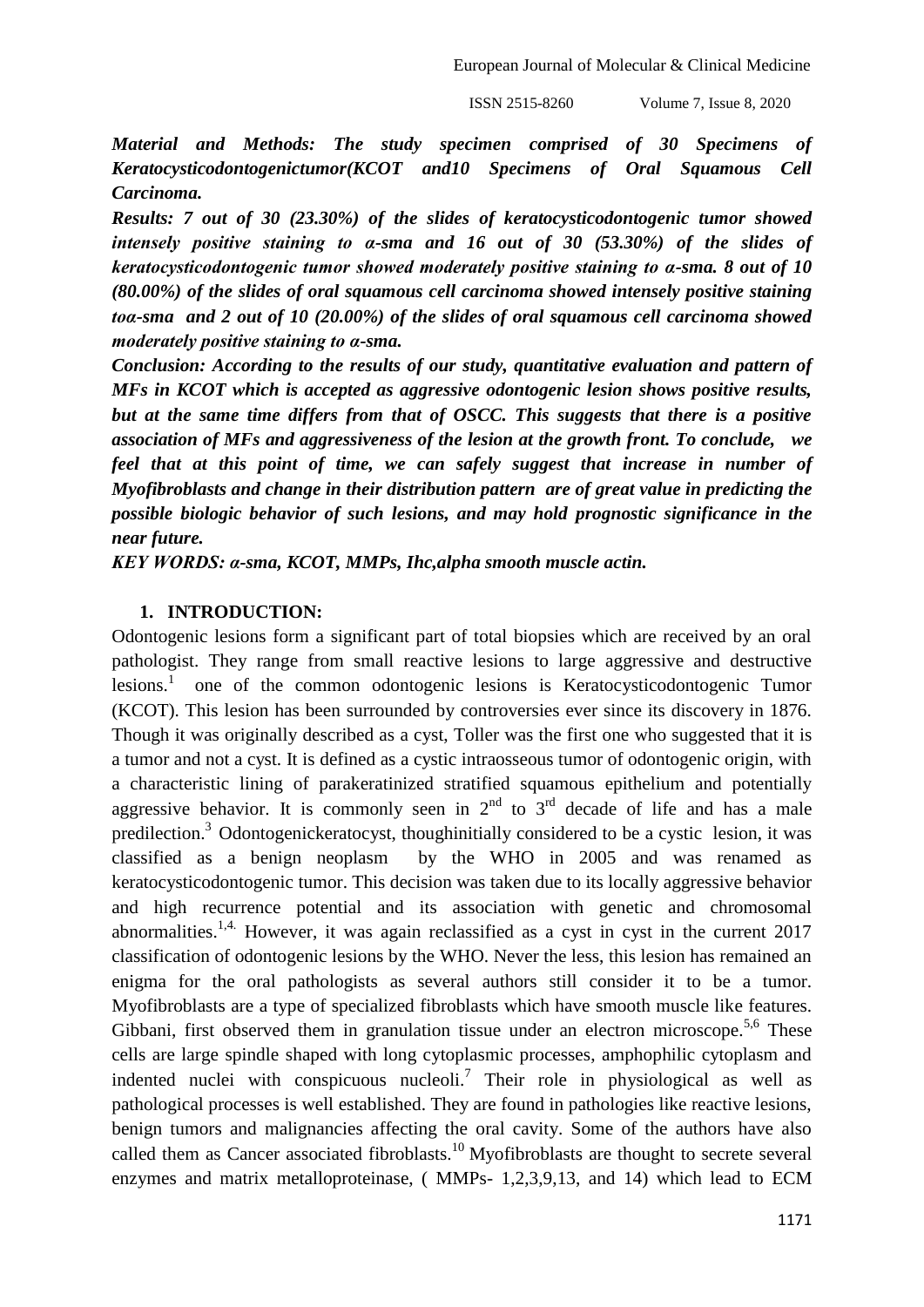***Material and Methods: The study specimen comprised of 30 Specimens of Keratocysticodontogenictumor(KCOT and10 Specimens of Oral Squamous Cell Carcinoma.***

***Results: 7 out of 30 (23.30%) of the slides of keratocysticodontogenic tumor showed intensely positive staining to α-sma and 16 out of 30 (53.30%) of the slides of keratocysticodontogenic tumor showed moderately positive staining to α-sma. 8 out of 10 (80.00%) of the slides of oral squamous cell carcinoma showed intensely positive staining toα-sma and 2 out of 10 (20.00%) of the slides of oral squamous cell carcinoma showed moderately positive staining to α-sma.***

***Conclusion: According to the results of our study, quantitative evaluation and pattern of MFs in KCOT which is accepted as aggressive odontogenic lesion shows positive results, but at the same time differs from that of OSCC. This suggests that there is a positive association of MFs and aggressiveness of the lesion at the growth front. To conclude, we feel that at this point of time, we can safely suggest that increase in number of Myofibroblasts and change in their distribution pattern are of great value in predicting the possible biologic behavior of such lesions, and may hold prognostic significance in the near future.***

***KEY WORDS: α-sma, KCOT, MMPs, Ihc,alpha smooth muscle actin.***

## 1. INTRODUCTION:

Odontogenic lesions form a significant part of total biopsies which are received by an oral pathologist. They range from small reactive lesions to large aggressive and destructive lesions.[1] one of the common odontogenic lesions is Keratocysticodontogenic Tumor (KCOT). This lesion has been surrounded by controversies ever since its discovery in 1876. Though it was originally described as a cyst, Toller was the first one who suggested that it is a tumor and not a cyst. It is defined as a cystic intraosseous tumor of odontogenic origin, with a characteristic lining of parakeratinized stratified squamous epithelium and potentially aggressive behavior. It is commonly seen in 2nd to 3rd decade of life and has a male predilection.[3] Odontogenickeratocyst, thoughinitially considered to be a cystic lesion, it was classified as a benign neoplasm by the WHO in 2005 and was renamed as keratocysticodontogenic tumor. This decision was taken due to its locally aggressive behavior and high recurrence potential and its association with genetic and chromosomal abnormalities.[1,4.] However, it was again reclassified as a cyst in cyst in the current 2017 classification of odontogenic lesions by the WHO. Never the less, this lesion has remained an enigma for the oral pathologists as several authors still consider it to be a tumor. Myofibroblasts are a type of specialized fibroblasts which have smooth muscle like features. Gibbani, first observed them in granulation tissue under an electron microscope.[5,6] These cells are large spindle shaped with long cytoplasmic processes, amphophilic cytoplasm and indented nuclei with conspicuous nucleoli.[7] Their role in physiological as well as pathological processes is well established. They are found in pathologies like reactive lesions, benign tumors and malignancies affecting the oral cavity. Some of the authors have also called them as Cancer associated fibroblasts.[10] Myofibroblasts are thought to secrete several enzymes and matrix metalloproteinase, ( MMPs- 1,2,3,9,13, and 14) which lead to ECM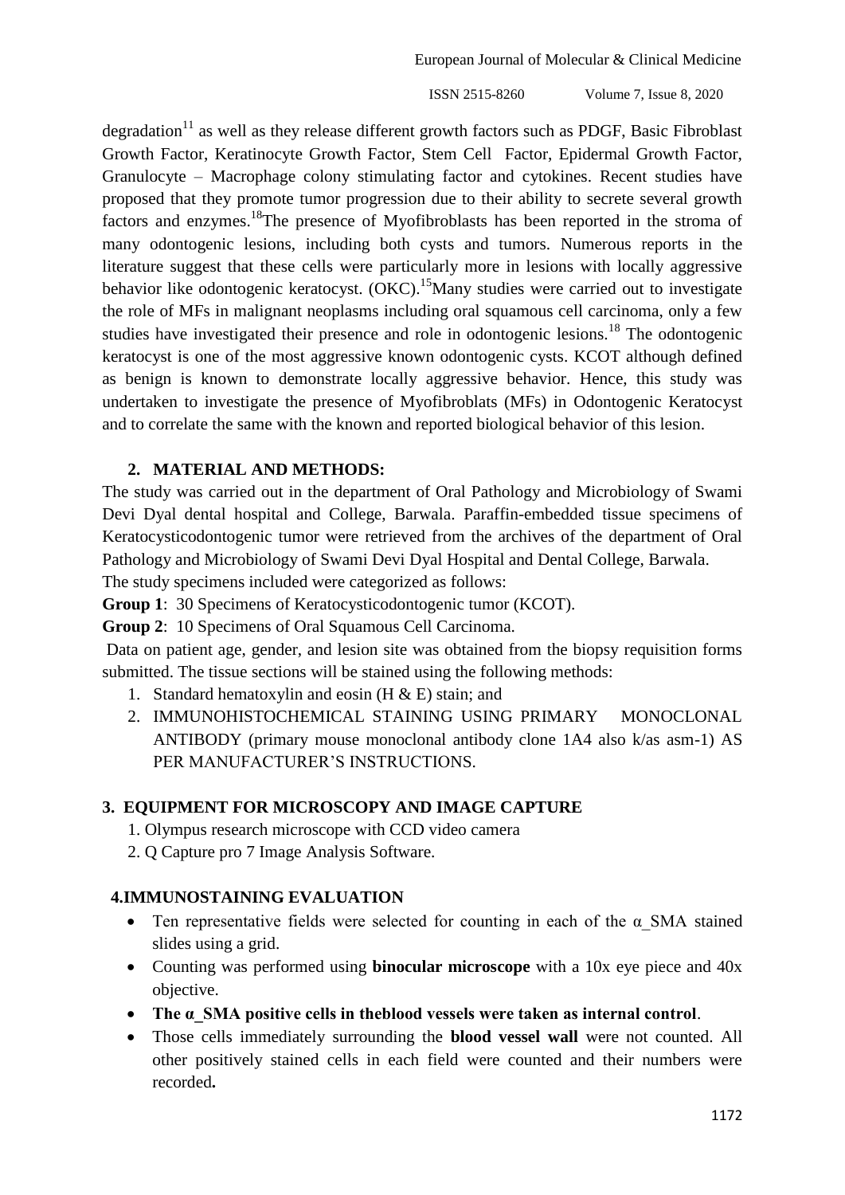degradation[11] as well as they release different growth factors such as PDGF, Basic Fibroblast Growth Factor, Keratinocyte Growth Factor, Stem Cell Factor, Epidermal Growth Factor, Granulocyte – Macrophage colony stimulating factor and cytokines. Recent studies have proposed that they promote tumor progression due to their ability to secrete several growth factors and enzymes.[18]The presence of Myofibroblasts has been reported in the stroma of many odontogenic lesions, including both cysts and tumors. Numerous reports in the literature suggest that these cells were particularly more in lesions with locally aggressive behavior like odontogenic keratocyst. (OKC).[15]Many studies were carried out to investigate the role of MFs in malignant neoplasms including oral squamous cell carcinoma, only a few studies have investigated their presence and role in odontogenic lesions.[18] The odontogenic keratocyst is one of the most aggressive known odontogenic cysts. KCOT although defined as benign is known to demonstrate locally aggressive behavior. Hence, this study was undertaken to investigate the presence of Myofibroblats (MFs) in Odontogenic Keratocyst and to correlate the same with the known and reported biological behavior of this lesion.

## 2. MATERIAL AND METHODS:

The study was carried out in the department of Oral Pathology and Microbiology of Swami Devi Dyal dental hospital and College, Barwala. Paraffin-embedded tissue specimens of Keratocysticodontogenic tumor were retrieved from the archives of the department of Oral Pathology and Microbiology of Swami Devi Dyal Hospital and Dental College, Barwala.

The study specimens included were categorized as follows:

**Group 1**: 30 Specimens of Keratocysticodontogenic tumor (KCOT).

**Group 2**: 10 Specimens of Oral Squamous Cell Carcinoma.

Data on patient age, gender, and lesion site was obtained from the biopsy requisition forms submitted. The tissue sections will be stained using the following methods:

1. Standard hematoxylin and eosin (H & E) stain; and
2. IMMUNOHISTOCHEMICAL STAINING USING PRIMARY MONOCLONAL ANTIBODY (primary mouse monoclonal antibody clone 1A4 also k/as asm-1) AS PER MANUFACTURER'S INSTRUCTIONS.

## 3. EQUIPMENT FOR MICROSCOPY AND IMAGE CAPTURE

1. Olympus research microscope with CCD video camera
2. Q Capture pro 7 Image Analysis Software.

## 4.IMMUNOSTAINING EVALUATION

- Ten representative fields were selected for counting in each of the α_SMA stained slides using a grid.
- Counting was performed using **binocular microscope** with a 10x eye piece and 40x objective.
- **The α_SMA positive cells in theblood vessels were taken as internal control**.
- Those cells immediately surrounding the **blood vessel wall** were not counted. All other positively stained cells in each field were counted and their numbers were recorded**.**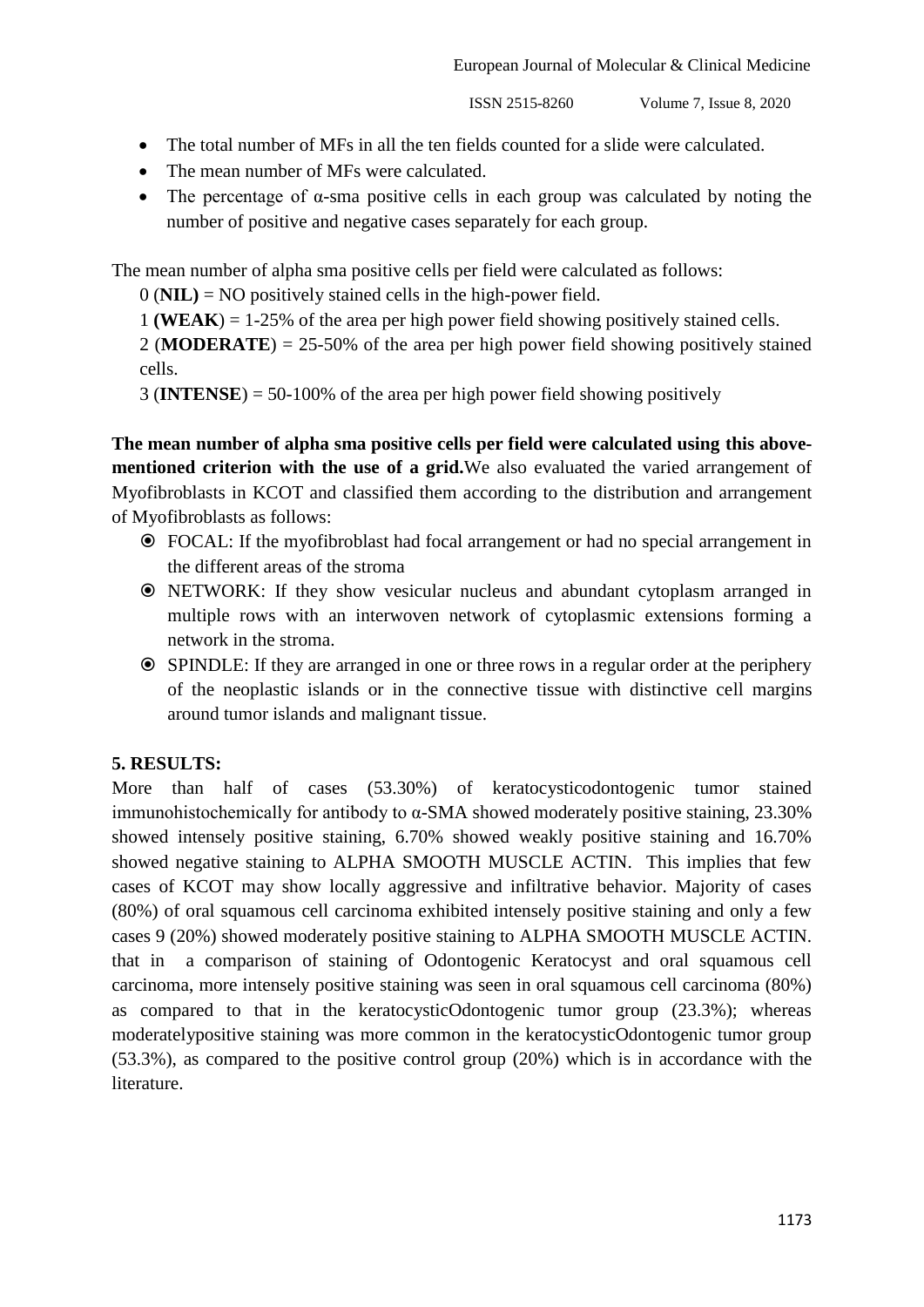- The total number of MFs in all the ten fields counted for a slide were calculated.
- The mean number of MFs were calculated.
- The percentage of α-sma positive cells in each group was calculated by noting the number of positive and negative cases separately for each group.

The mean number of alpha sma positive cells per field were calculated as follows:

0 (**NIL**) = NO positively stained cells in the high-power field.

1 **(WEAK**) = 1-25% of the area per high power field showing positively stained cells.

2 (**MODERATE**) = 25-50% of the area per high power field showing positively stained cells.

3 (**INTENSE**) = 50-100% of the area per high power field showing positively

**The mean number of alpha sma positive cells per field were calculated using this above-mentioned criterion with the use of a grid.**We also evaluated the varied arrangement of Myofibroblasts in KCOT and classified them according to the distribution and arrangement of Myofibroblasts as follows:

- FOCAL: If the myofibroblast had focal arrangement or had no special arrangement in the different areas of the stroma
- NETWORK: If they show vesicular nucleus and abundant cytoplasm arranged in multiple rows with an interwoven network of cytoplasmic extensions forming a network in the stroma.
- SPINDLE: If they are arranged in one or three rows in a regular order at the periphery of the neoplastic islands or in the connective tissue with distinctive cell margins around tumor islands and malignant tissue.

## 5. RESULTS:

More than half of cases (53.30%) of keratocysticodontogenic tumor stained immunohistochemically for antibody to α-SMA showed moderately positive staining, 23.30% showed intensely positive staining, 6.70% showed weakly positive staining and 16.70% showed negative staining to ALPHA SMOOTH MUSCLE ACTIN. This implies that few cases of KCOT may show locally aggressive and infiltrative behavior. Majority of cases (80%) of oral squamous cell carcinoma exhibited intensely positive staining and only a few cases 9 (20%) showed moderately positive staining to ALPHA SMOOTH MUSCLE ACTIN. that in a comparison of staining of Odontogenic Keratocyst and oral squamous cell carcinoma, more intensely positive staining was seen in oral squamous cell carcinoma (80%) as compared to that in the keratocysticOdontogenic tumor group (23.3%); whereas moderatelypositive staining was more common in the keratocysticOdontogenic tumor group (53.3%), as compared to the positive control group (20%) which is in accordance with the literature.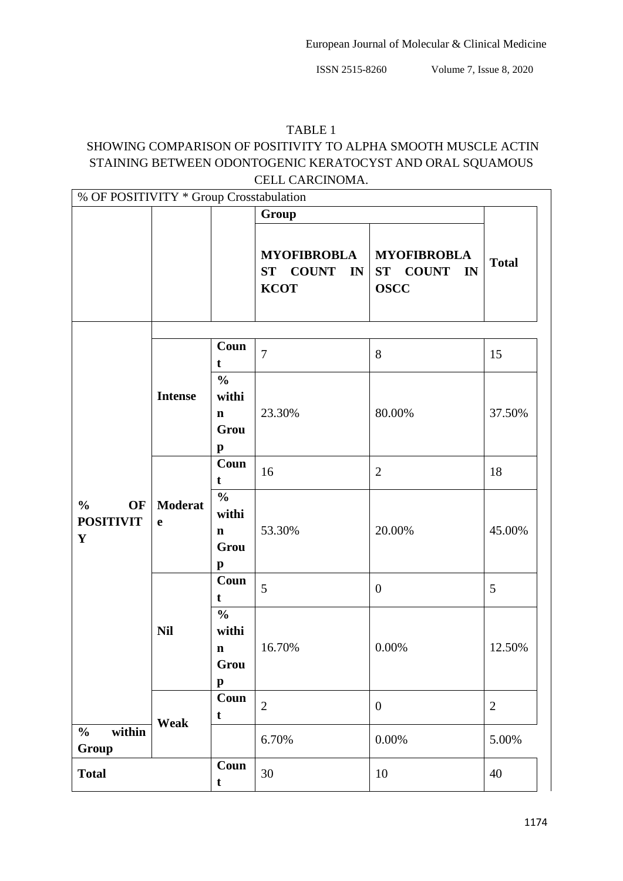TABLE 1

SHOWING COMPARISON OF POSITIVITY TO ALPHA SMOOTH MUSCLE ACTIN STAINING BETWEEN ODONTOGENIC KERATOCYST AND ORAL SQUAMOUS CELL CARCINOMA.

| % OF POSITIVITY * Group Crosstabulation | | | | | |
|---|---|---|---|---|---|
| | | | **Group** | | |
| | | | **MYOFIBROBLAST COUNT IN KCOT** | **MYOFIBROBLAST COUNT IN OSCC** | **Total** |
| **% OF POSITIVITY** | **Intense** | **Count** | 7 | 8 | 15 |
| | | **% within Group** | 23.30% | 80.00% | 37.50% |
| | **Moderate** | **Count** | 16 | 2 | 18 |
| | | **% within Group** | 53.30% | 20.00% | 45.00% |
| | **Nil** | **Count** | 5 | 0 | 5 |
| | | **% within Group** | 16.70% | 0.00% | 12.50% |
| | **Weak** | **Count** | 2 | 0 | 2 |
| **% within Group** | | | 6.70% | 0.00% | 5.00% |
| **Total** | | **Count** | 30 | 10 | 40 |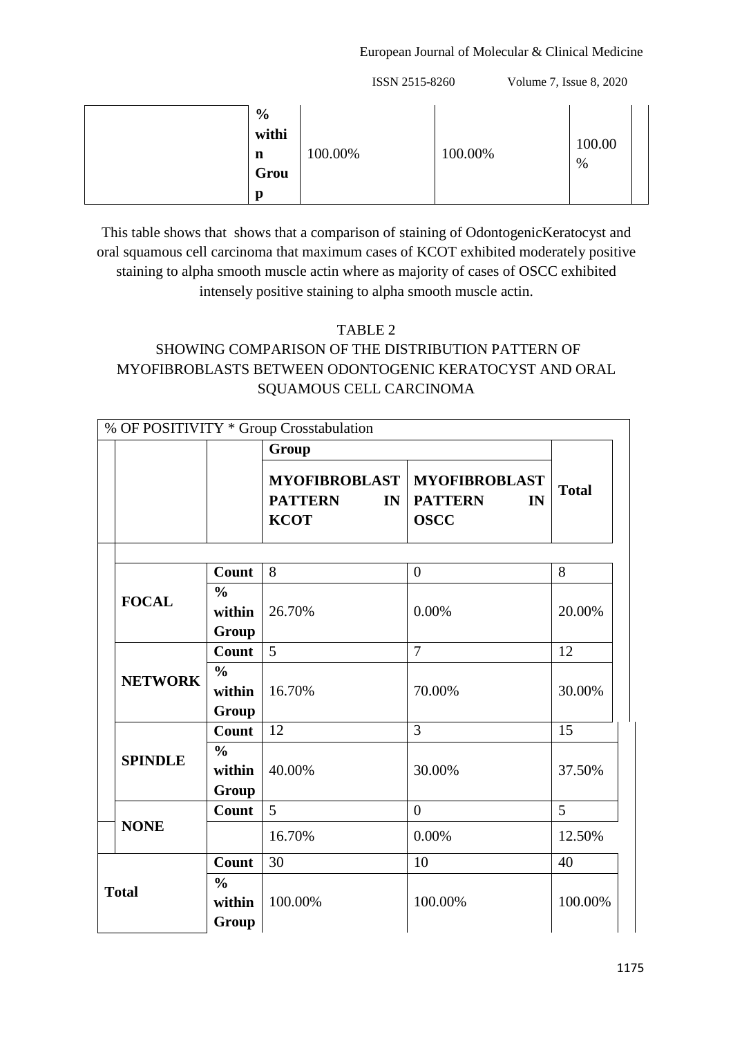| | % within Group | 100.00% | 100.00% | 100.00% |
|---|---|---|---|---|

This table shows that shows that a comparison of staining of OdontogenicKeratocyst and oral squamous cell carcinoma that maximum cases of KCOT exhibited moderately positive staining to alpha smooth muscle actin where as majority of cases of OSCC exhibited intensely positive staining to alpha smooth muscle actin.

TABLE 2

SHOWING COMPARISON OF THE DISTRIBUTION PATTERN OF MYOFIBROBLASTS BETWEEN ODONTOGENIC KERATOCYST AND ORAL SQUAMOUS CELL CARCINOMA

| % OF POSITIVITY * Group Crosstabulation | | | | |
|---|---|---|---|---|
| | | **Group** | | |
| | | **MYOFIBROBLAST PATTERN IN KCOT** | **MYOFIBROBLAST PATTERN IN OSCC** | **Total** |
| **FOCAL** | **Count** | 8 | 0 | 8 |
| | **% within Group** | 26.70% | 0.00% | 20.00% |
| **NETWORK** | **Count** | 5 | 7 | 12 |
| | **% within Group** | 16.70% | 70.00% | 30.00% |
| **SPINDLE** | **Count** | 12 | 3 | 15 |
| | **% within Group** | 40.00% | 30.00% | 37.50% |
| **NONE** | **Count** | 5 | 0 | 5 |
| | | 16.70% | 0.00% | 12.50% |
| **Total** | **Count** | 30 | 10 | 40 |
| | **% within Group** | 100.00% | 100.00% | 100.00% |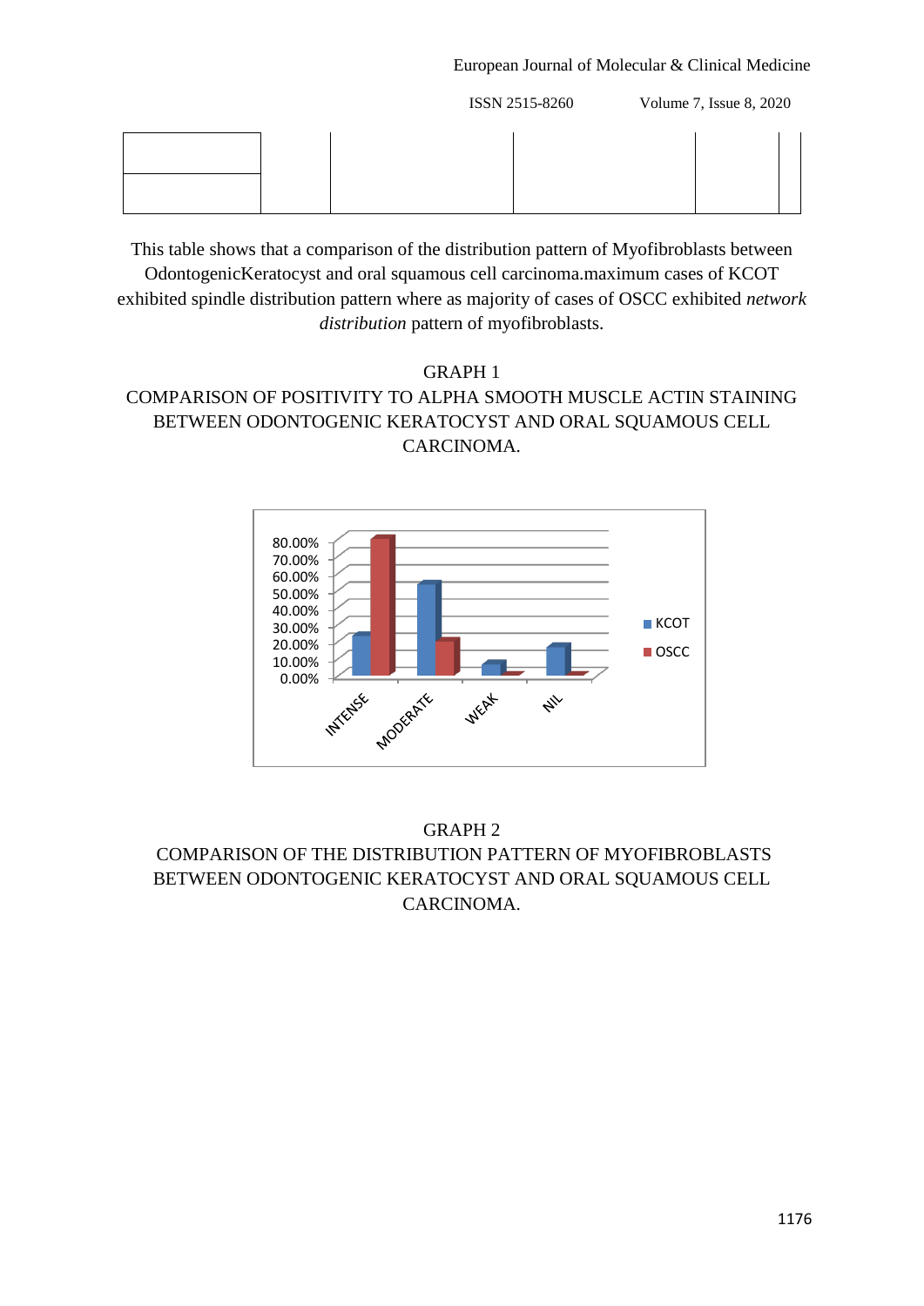| | | | | | |
|---|---|---|---|---|---|
| | | | | | |
| | | | | | |

This table shows that a comparison of the distribution pattern of Myofibroblasts between OdontogenicKeratocyst and oral squamous cell carcinoma.maximum cases of KCOT exhibited spindle distribution pattern where as majority of cases of OSCC exhibited *network distribution* pattern of myofibroblasts.

GRAPH 1

COMPARISON OF POSITIVITY TO ALPHA SMOOTH MUSCLE ACTIN STAINING BETWEEN ODONTOGENIC KERATOCYST AND ORAL SQUAMOUS CELL CARCINOMA.

80.00%
70.00%
60.00%
50.00%
40.00%
30.00%
20.00%
10.00%
0.00%

INTENSE MODERATE WEAK NIL

KCOT
OSCC

GRAPH 2

COMPARISON OF THE DISTRIBUTION PATTERN OF MYOFIBROBLASTS BETWEEN ODONTOGENIC KERATOCYST AND ORAL SQUAMOUS CELL CARCINOMA.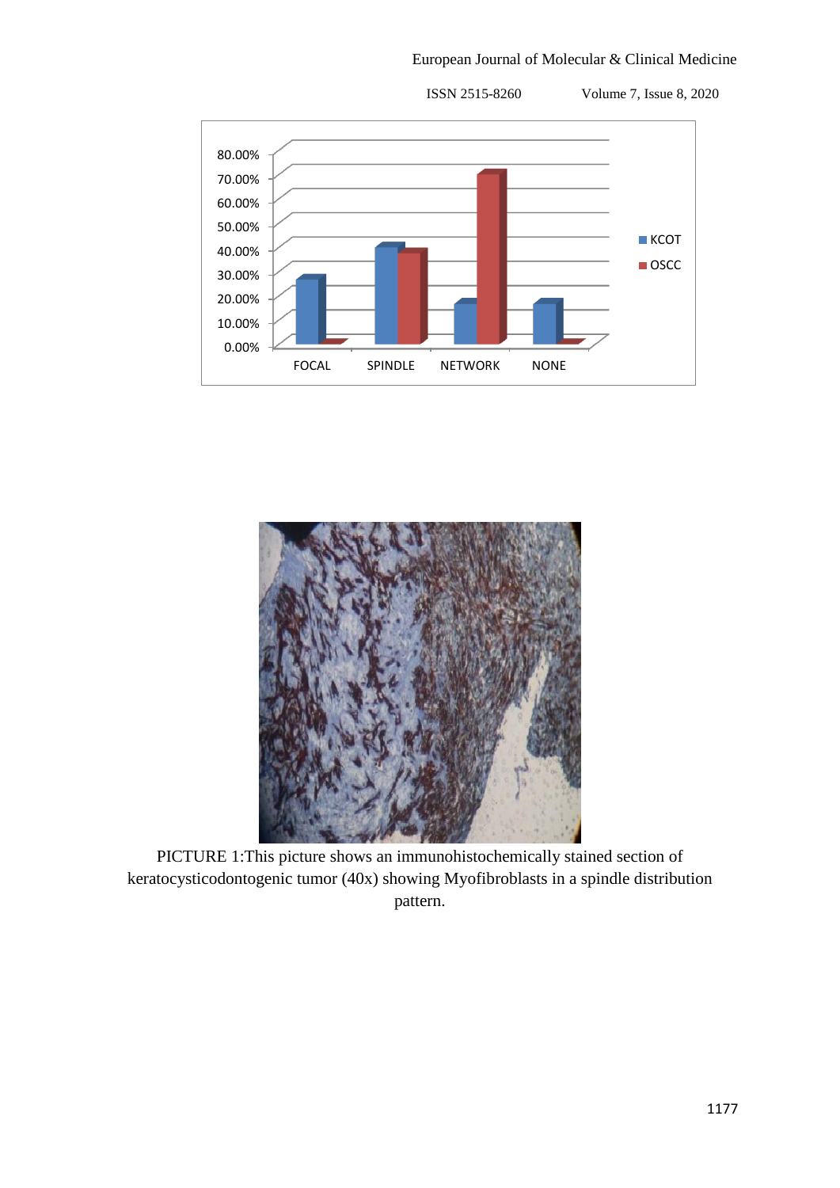PICTURE 1:This picture shows an immunohistochemically stained section of keratocysticodontogenic tumor (40x) showing Myofibroblasts in a spindle distribution pattern.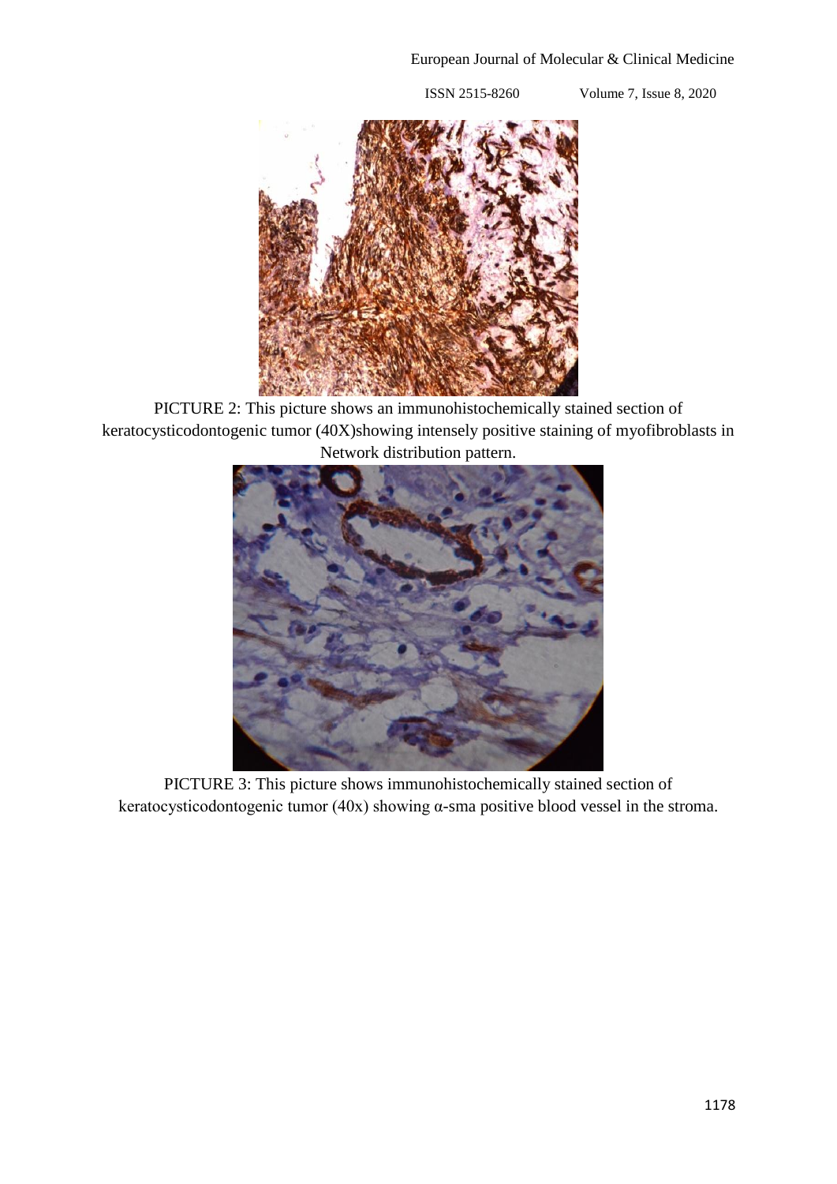PICTURE 2: This picture shows an immunohistochemically stained section of keratocysticodontogenic tumor (40X)showing intensely positive staining of myofibroblasts in Network distribution pattern.

PICTURE 3: This picture shows immunohistochemically stained section of keratocysticodontogenic tumor (40x) showing α-sma positive blood vessel in the stroma.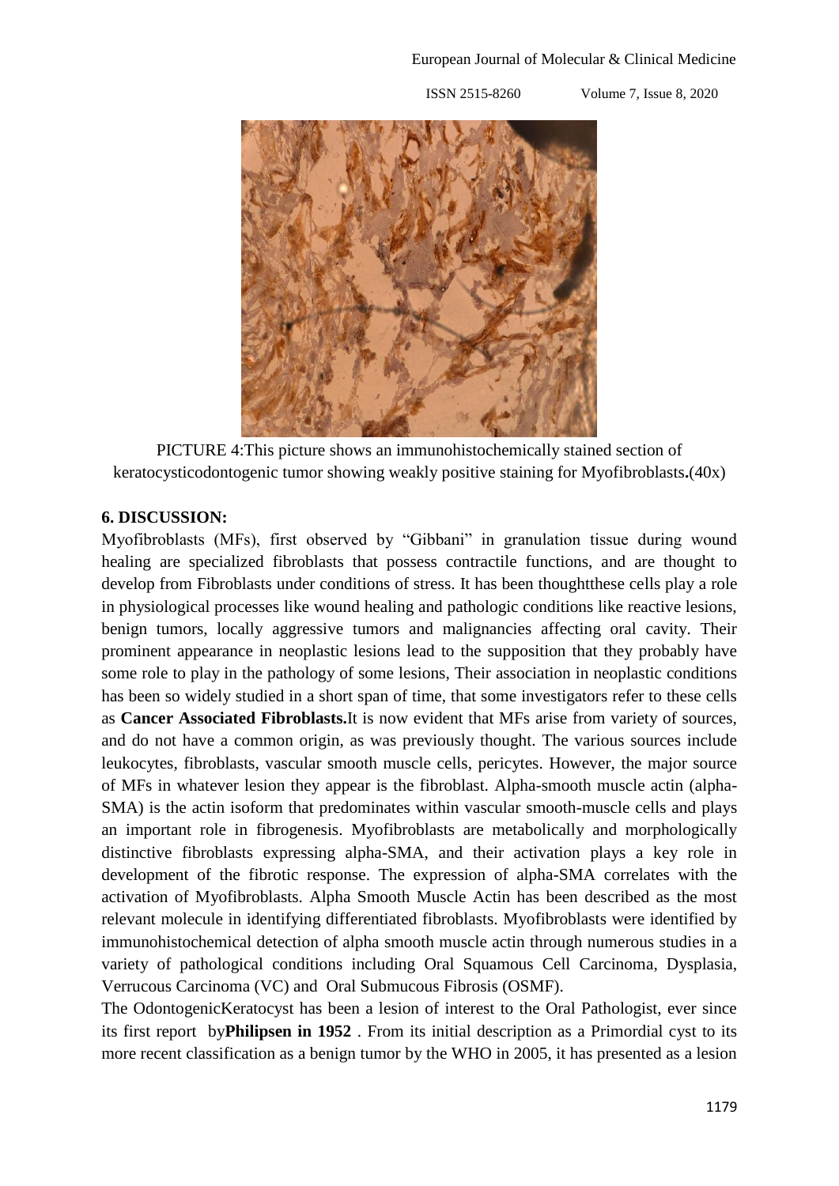PICTURE 4:This picture shows an immunohistochemically stained section of keratocysticodontogenic tumor showing weakly positive staining for Myofibroblasts**.**(40x)

## 6. DISCUSSION:

Myofibroblasts (MFs), first observed by "Gibbani" in granulation tissue during wound healing are specialized fibroblasts that possess contractile functions, and are thought to develop from Fibroblasts under conditions of stress. It has been thoughtthese cells play a role in physiological processes like wound healing and pathologic conditions like reactive lesions, benign tumors, locally aggressive tumors and malignancies affecting oral cavity. Their prominent appearance in neoplastic lesions lead to the supposition that they probably have some role to play in the pathology of some lesions, Their association in neoplastic conditions has been so widely studied in a short span of time, that some investigators refer to these cells as **Cancer Associated Fibroblasts.**It is now evident that MFs arise from variety of sources, and do not have a common origin, as was previously thought. The various sources include leukocytes, fibroblasts, vascular smooth muscle cells, pericytes. However, the major source of MFs in whatever lesion they appear is the fibroblast. Alpha-smooth muscle actin (alpha-SMA) is the actin isoform that predominates within vascular smooth-muscle cells and plays an important role in fibrogenesis. Myofibroblasts are metabolically and morphologically distinctive fibroblasts expressing alpha-SMA, and their activation plays a key role in development of the fibrotic response. The expression of alpha-SMA correlates with the activation of Myofibroblasts. Alpha Smooth Muscle Actin has been described as the most relevant molecule in identifying differentiated fibroblasts. Myofibroblasts were identified by immunohistochemical detection of alpha smooth muscle actin through numerous studies in a variety of pathological conditions including Oral Squamous Cell Carcinoma, Dysplasia, Verrucous Carcinoma (VC) and Oral Submucous Fibrosis (OSMF).

The OdontogenicKeratocyst has been a lesion of interest to the Oral Pathologist, ever since its first report by**Philipsen in 1952** . From its initial description as a Primordial cyst to its more recent classification as a benign tumor by the WHO in 2005, it has presented as a lesion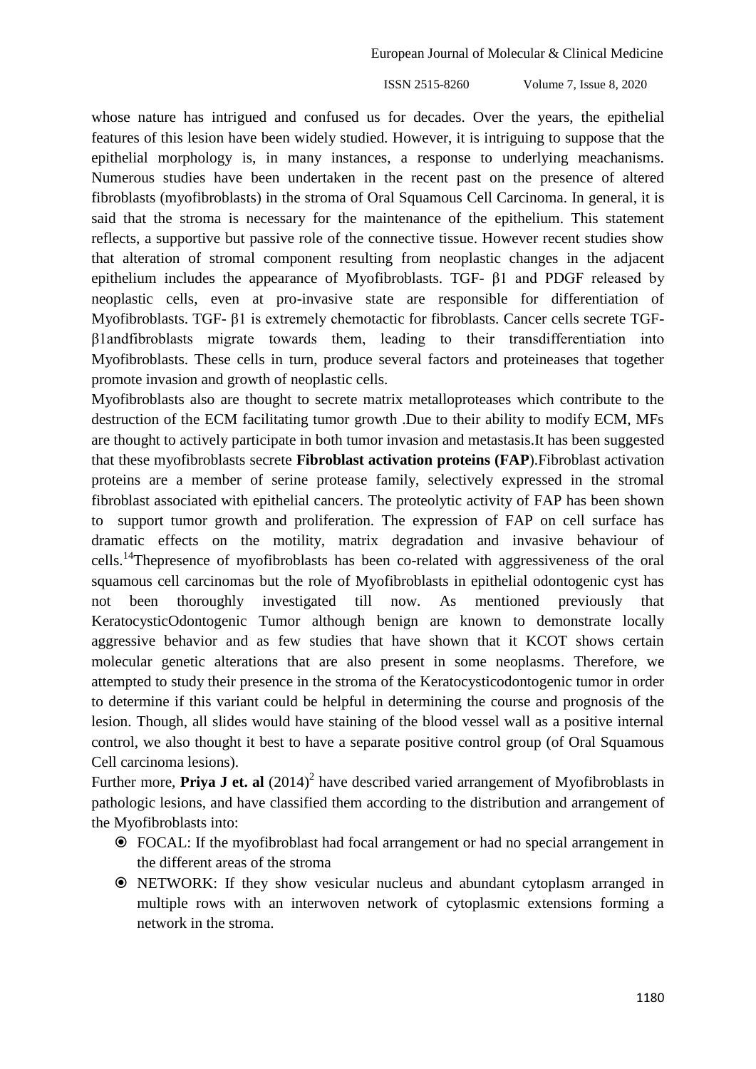whose nature has intrigued and confused us for decades. Over the years, the epithelial features of this lesion have been widely studied. However, it is intriguing to suppose that the epithelial morphology is, in many instances, a response to underlying meachanisms. Numerous studies have been undertaken in the recent past on the presence of altered fibroblasts (myofibroblasts) in the stroma of Oral Squamous Cell Carcinoma. In general, it is said that the stroma is necessary for the maintenance of the epithelium. This statement reflects, a supportive but passive role of the connective tissue. However recent studies show that alteration of stromal component resulting from neoplastic changes in the adjacent epithelium includes the appearance of Myofibroblasts. TGF- β1 and PDGF released by neoplastic cells, even at pro-invasive state are responsible for differentiation of Myofibroblasts. TGF- β1 is extremely chemotactic for fibroblasts. Cancer cells secrete TGF-β1andfibroblasts migrate towards them, leading to their transdifferentiation into Myofibroblasts. These cells in turn, produce several factors and proteineases that together promote invasion and growth of neoplastic cells.

Myofibroblasts also are thought to secrete matrix metalloproteases which contribute to the destruction of the ECM facilitating tumor growth .Due to their ability to modify ECM, MFs are thought to actively participate in both tumor invasion and metastasis.It has been suggested that these myofibroblasts secrete **Fibroblast activation proteins (FAP)**.Fibroblast activation proteins are a member of serine protease family, selectively expressed in the stromal fibroblast associated with epithelial cancers. The proteolytic activity of FAP has been shown to support tumor growth and proliferation. The expression of FAP on cell surface has dramatic effects on the motility, matrix degradation and invasive behaviour of cells.[14]Thepresence of myofibroblasts has been co-related with aggressiveness of the oral squamous cell carcinomas but the role of Myofibroblasts in epithelial odontogenic cyst has not been thoroughly investigated till now. As mentioned previously that KeratocysticOdontogenic Tumor although benign are known to demonstrate locally aggressive behavior and as few studies that have shown that it KCOT shows certain molecular genetic alterations that are also present in some neoplasms. Therefore, we attempted to study their presence in the stroma of the Keratocysticodontogenic tumor in order to determine if this variant could be helpful in determining the course and prognosis of the lesion. Though, all slides would have staining of the blood vessel wall as a positive internal control, we also thought it best to have a separate positive control group (of Oral Squamous Cell carcinoma lesions).

Further more, **Priya J et. al** (2014)[2] have described varied arrangement of Myofibroblasts in pathologic lesions, and have classified them according to the distribution and arrangement of the Myofibroblasts into:

- FOCAL: If the myofibroblast had focal arrangement or had no special arrangement in the different areas of the stroma
- NETWORK: If they show vesicular nucleus and abundant cytoplasm arranged in multiple rows with an interwoven network of cytoplasmic extensions forming a network in the stroma.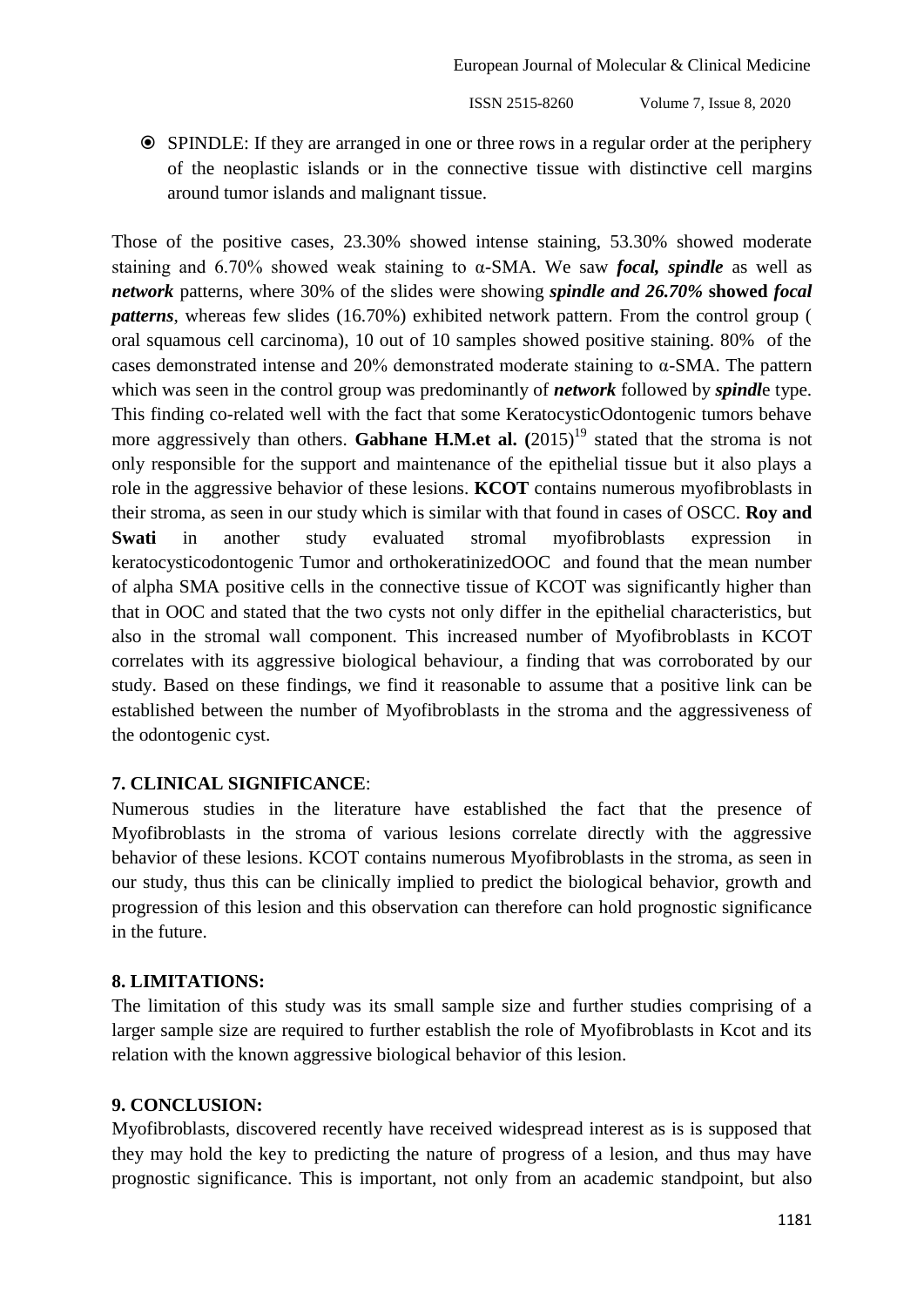- SPINDLE: If they are arranged in one or three rows in a regular order at the periphery of the neoplastic islands or in the connective tissue with distinctive cell margins around tumor islands and malignant tissue.

Those of the positive cases, 23.30% showed intense staining, 53.30% showed moderate staining and 6.70% showed weak staining to α-SMA. We saw ***focal, spindle*** as well as ***network*** patterns, where 30% of the slides were showing ***spindle and 26.70%*** **showed** ***focal patterns***, whereas few slides (16.70%) exhibited network pattern. From the control group ( oral squamous cell carcinoma), 10 out of 10 samples showed positive staining. 80% of the cases demonstrated intense and 20% demonstrated moderate staining to α-SMA. The pattern which was seen in the control group was predominantly of ***network*** followed by ***spindl***e type. This finding co-related well with the fact that some KeratocysticOdontogenic tumors behave more aggressively than others. **Gabhane H.M.et al. (**2015)[19] stated that the stroma is not only responsible for the support and maintenance of the epithelial tissue but it also plays a role in the aggressive behavior of these lesions. **KCOT** contains numerous myofibroblasts in their stroma, as seen in our study which is similar with that found in cases of OSCC. **Roy and Swati** in another study evaluated stromal myofibroblasts expression in keratocysticodontogenic Tumor and orthokeratinizedOOC and found that the mean number of alpha SMA positive cells in the connective tissue of KCOT was significantly higher than that in OOC and stated that the two cysts not only differ in the epithelial characteristics, but also in the stromal wall component. This increased number of Myofibroblasts in KCOT correlates with its aggressive biological behaviour, a finding that was corroborated by our study. Based on these findings, we find it reasonable to assume that a positive link can be established between the number of Myofibroblasts in the stroma and the aggressiveness of the odontogenic cyst.

## 7. CLINICAL SIGNIFICANCE:

Numerous studies in the literature have established the fact that the presence of Myofibroblasts in the stroma of various lesions correlate directly with the aggressive behavior of these lesions. KCOT contains numerous Myofibroblasts in the stroma, as seen in our study, thus this can be clinically implied to predict the biological behavior, growth and progression of this lesion and this observation can therefore can hold prognostic significance in the future.

## 8. LIMITATIONS:

The limitation of this study was its small sample size and further studies comprising of a larger sample size are required to further establish the role of Myofibroblasts in Kcot and its relation with the known aggressive biological behavior of this lesion.

## 9. CONCLUSION:

Myofibroblasts, discovered recently have received widespread interest as is is supposed that they may hold the key to predicting the nature of progress of a lesion, and thus may have prognostic significance. This is important, not only from an academic standpoint, but also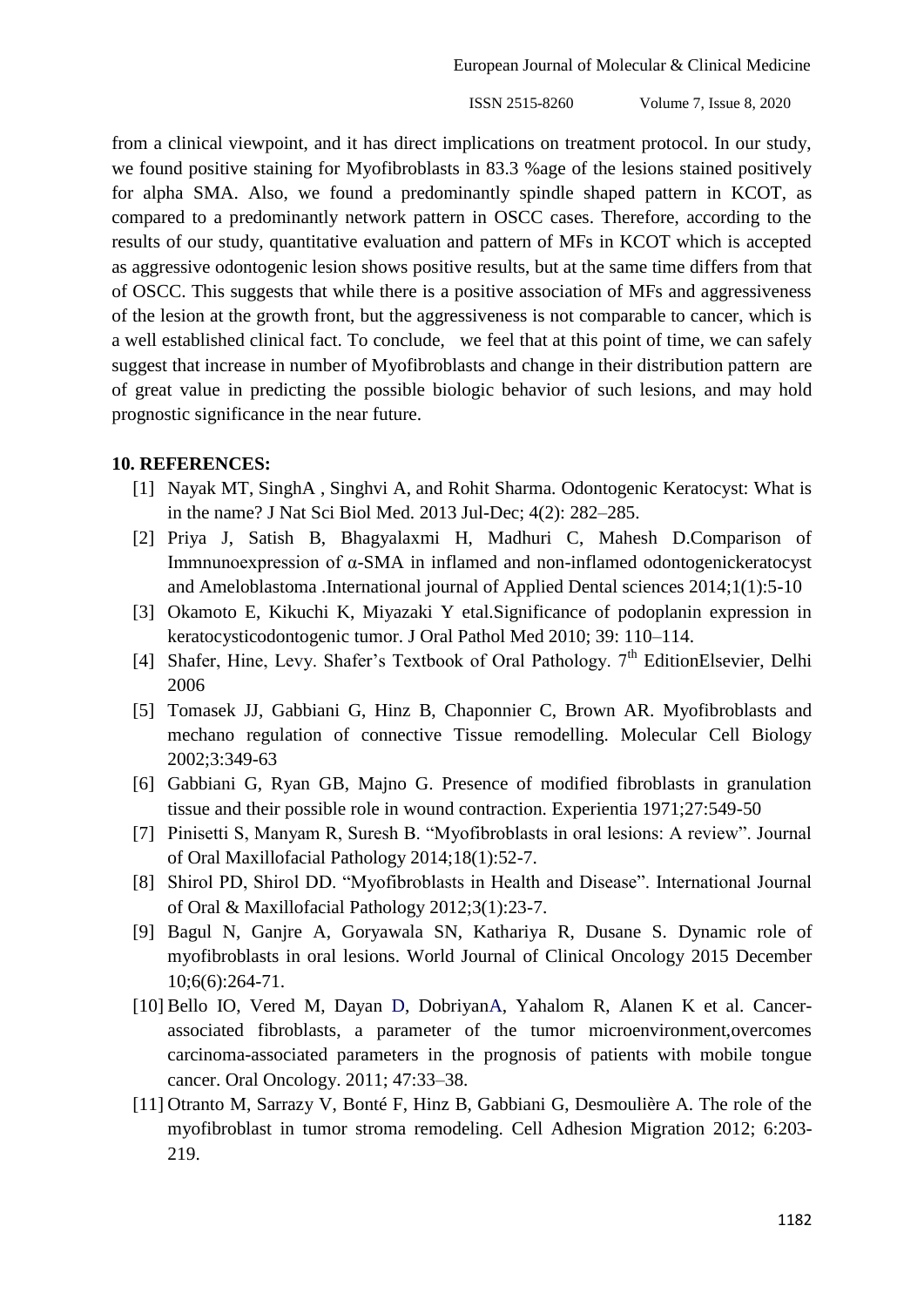from a clinical viewpoint, and it has direct implications on treatment protocol. In our study, we found positive staining for Myofibroblasts in 83.3 %age of the lesions stained positively for alpha SMA. Also, we found a predominantly spindle shaped pattern in KCOT, as compared to a predominantly network pattern in OSCC cases. Therefore, according to the results of our study, quantitative evaluation and pattern of MFs in KCOT which is accepted as aggressive odontogenic lesion shows positive results, but at the same time differs from that of OSCC. This suggests that while there is a positive association of MFs and aggressiveness of the lesion at the growth front, but the aggressiveness is not comparable to cancer, which is a well established clinical fact. To conclude, we feel that at this point of time, we can safely suggest that increase in number of Myofibroblasts and change in their distribution pattern are of great value in predicting the possible biologic behavior of such lesions, and may hold prognostic significance in the near future.

**10. REFERENCES:**

[1] Nayak MT, SinghA , Singhvi A, and Rohit Sharma. Odontogenic Keratocyst: What is in the name? J Nat Sci Biol Med. 2013 Jul-Dec; 4(2): 282–285.

[2] Priya J, Satish B, Bhagyalaxmi H, Madhuri C, Mahesh D.Comparison of Immnunoexpression of α-SMA in inflamed and non-inflamed odontogenickeratocyst and Ameloblastoma .International journal of Applied Dental sciences 2014;1(1):5-10

[3] Okamoto E, Kikuchi K, Miyazaki Y etal.Significance of podoplanin expression in keratocysticodontogenic tumor. J Oral Pathol Med 2010; 39: 110–114.

[4] Shafer, Hine, Levy. Shafer's Textbook of Oral Pathology. 7th EditionElsevier, Delhi 2006

[5] Tomasek JJ, Gabbiani G, Hinz B, Chaponnier C, Brown AR. Myofibroblasts and mechano regulation of connective Tissue remodelling. Molecular Cell Biology 2002;3:349-63

[6] Gabbiani G, Ryan GB, Majno G. Presence of modified fibroblasts in granulation tissue and their possible role in wound contraction. Experientia 1971;27:549-50

[7] Pinisetti S, Manyam R, Suresh B. "Myofibroblasts in oral lesions: A review". Journal of Oral Maxillofacial Pathology 2014;18(1):52-7.

[8] Shirol PD, Shirol DD. "Myofibroblasts in Health and Disease". International Journal of Oral & Maxillofacial Pathology 2012;3(1):23-7.

[9] Bagul N, Ganjre A, Goryawala SN, Kathariya R, Dusane S. Dynamic role of myofibroblasts in oral lesions. World Journal of Clinical Oncology 2015 December 10;6(6):264-71.

[10] Bello IO, Vered M, Dayan D, DobriyanA, Yalahom R, Alanen K et al. Cancer-associated fibroblasts, a parameter of the tumor microenvironment,overcomes carcinoma-associated parameters in the prognosis of patients with mobile tongue cancer. Oral Oncology. 2011; 47:33–38.

[11] Otranto M, Sarrazy V, Bonté F, Hinz B, Gabbiani G, Desmoulière A. The role of the myofibroblast in tumor stroma remodeling. Cell Adhesion Migration 2012; 6:203-219.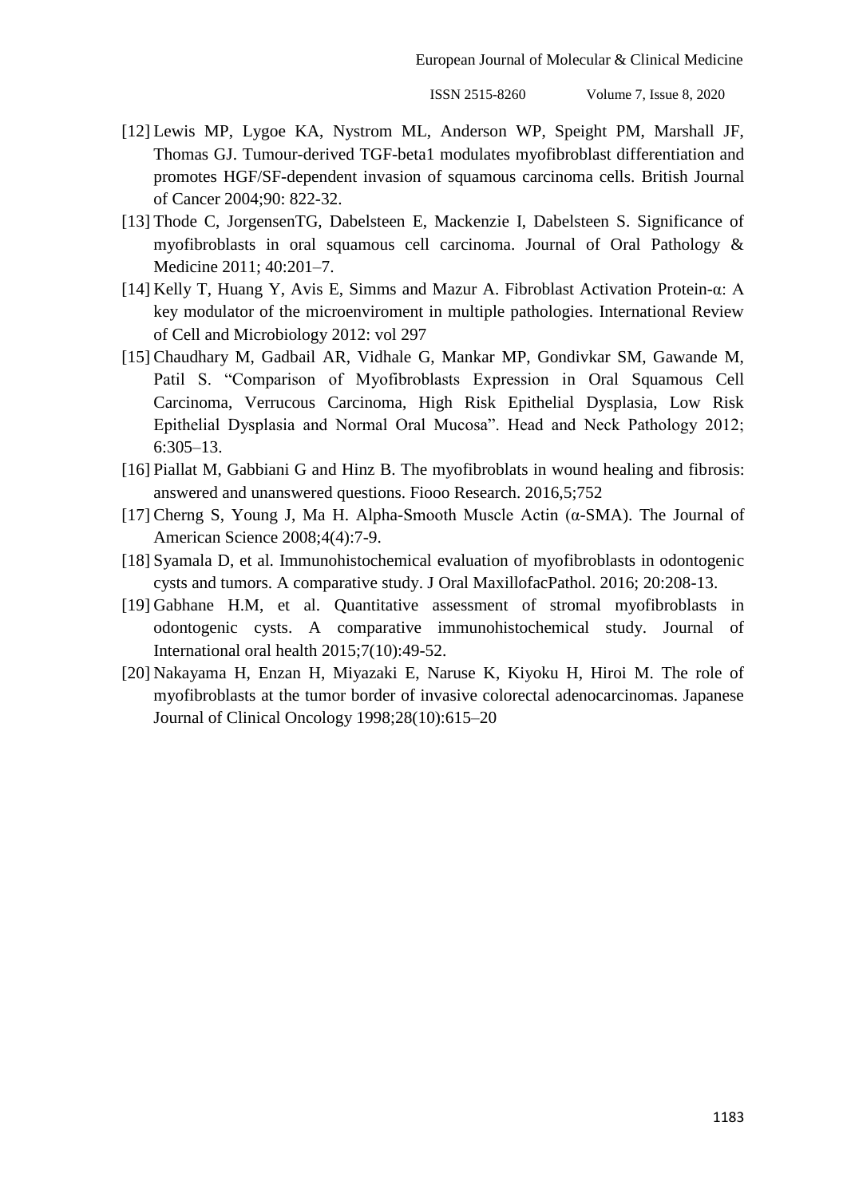[12] Lewis MP, Lygoe KA, Nystrom ML, Anderson WP, Speight PM, Marshall JF, Thomas GJ. Tumour-derived TGF-beta1 modulates myofibroblast differentiation and promotes HGF/SF-dependent invasion of squamous carcinoma cells. British Journal of Cancer 2004;90: 822-32.

[13] Thode C, JorgensenTG, Dabelsteen E, Mackenzie I, Dabelsteen S. Significance of myofibroblasts in oral squamous cell carcinoma. Journal of Oral Pathology & Medicine 2011; 40:201–7.

[14] Kelly T, Huang Y, Avis E, Simms and Mazur A. Fibroblast Activation Protein-α: A key modulator of the microenviroment in multiple pathologies. International Review of Cell and Microbiology 2012: vol 297

[15] Chaudhary M, Gadbail AR, Vidhale G, Mankar MP, Gondivkar SM, Gawande M, Patil S. "Comparison of Myofibroblasts Expression in Oral Squamous Cell Carcinoma, Verrucous Carcinoma, High Risk Epithelial Dysplasia, Low Risk Epithelial Dysplasia and Normal Oral Mucosa". Head and Neck Pathology 2012; 6:305–13.

[16] Piallat M, Gabbiani G and Hinz B. The myofibroblats in wound healing and fibrosis: answered and unanswered questions. Fiooo Research. 2016,5;752

[17] Cherng S, Young J, Ma H. Alpha-Smooth Muscle Actin (α-SMA). The Journal of American Science 2008;4(4):7-9.

[18] Syamala D, et al. Immunohistochemical evaluation of myofibroblasts in odontogenic cysts and tumors. A comparative study. J Oral MaxillofacPathol. 2016; 20:208-13.

[19] Gabhane H.M, et al. Quantitative assessment of stromal myofibroblasts in odontogenic cysts. A comparative immunohistochemical study. Journal of International oral health 2015;7(10):49-52.

[20] Nakayama H, Enzan H, Miyazaki E, Naruse K, Kiyoku H, Hiroi M. The role of myofibroblasts at the tumor border of invasive colorectal adenocarcinomas. Japanese Journal of Clinical Oncology 1998;28(10):615–20